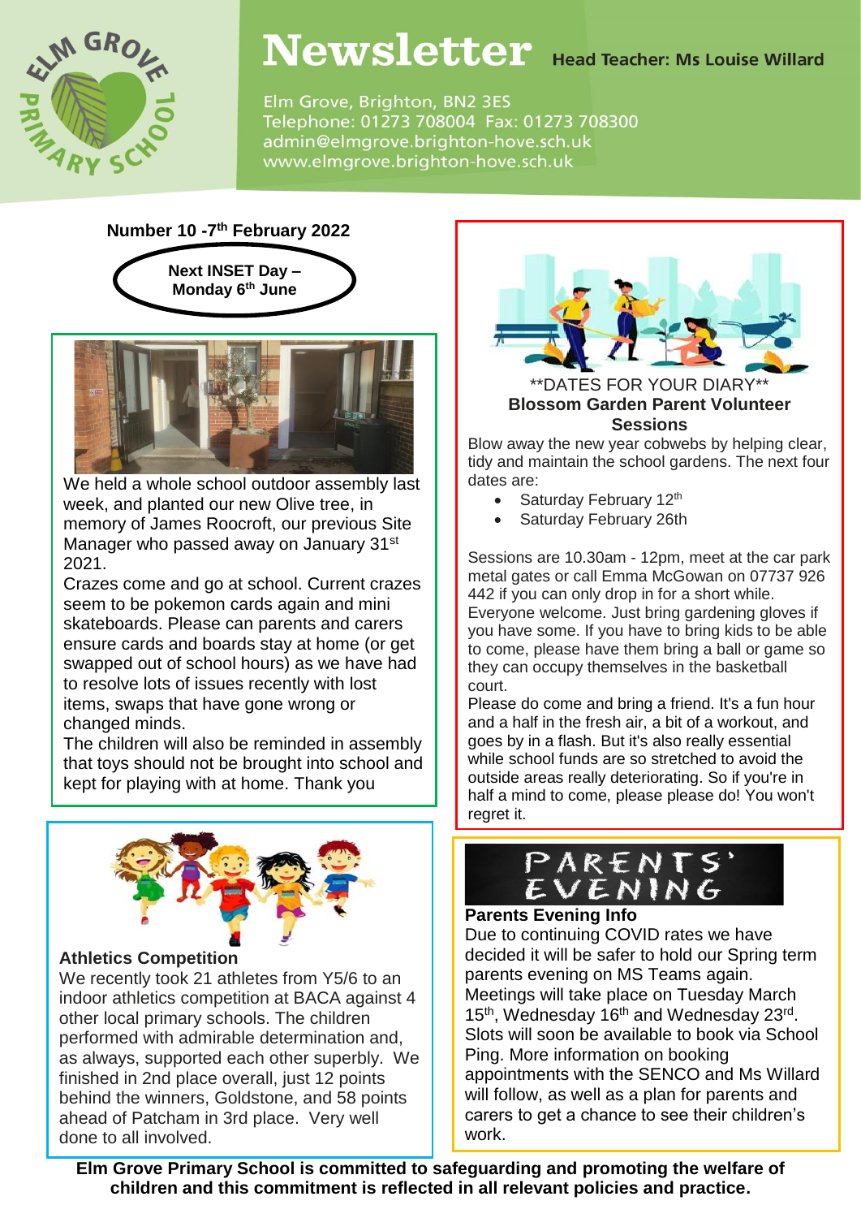# Newsletter

**Head Teacher: Ms Louise Willard**

Elm Grove, Brighton, BN2 3ES
Telephone: 01273 708004 Fax: 01273 708300
admin@elmgrove.brighton-hove.sch.uk
www.elmgrove.brighton-hove.sch.uk

**Number 10 -7th February 2022**

**Next INSET Day – Monday 6th June**

We held a whole school outdoor assembly last week, and planted our new Olive tree, in memory of James Roocroft, our previous Site Manager who passed away on January 31st 2021.

Crazes come and go at school. Current crazes seem to be pokemon cards again and mini skateboards. Please can parents and carers ensure cards and boards stay at home (or get swapped out of school hours) as we have had to resolve lots of issues recently with lost items, swaps that have gone wrong or changed minds.

The children will also be reminded in assembly that toys should not be brought into school and kept for playing with at home. Thank you

### Athletics Competition

We recently took 21 athletes from Y5/6 to an indoor athletics competition at BACA against 4 other local primary schools. The children performed with admirable determination and, as always, supported each other superbly. We finished in 2nd place overall, just 12 points behind the winners, Goldstone, and 58 points ahead of Patcham in 3rd place. Very well done to all involved.

\*\*DATES FOR YOUR DIARY\*\*

### Blossom Garden Parent Volunteer Sessions

Blow away the new year cobwebs by helping clear, tidy and maintain the school gardens. The next four dates are:

- Saturday February 12th
- Saturday February 26th

Sessions are 10.30am - 12pm, meet at the car park metal gates or call Emma McGowan on 07737 926 442 if you can only drop in for a short while. Everyone welcome. Just bring gardening gloves if you have some. If you have to bring kids to be able to come, please have them bring a ball or game so they can occupy themselves in the basketball court.

Please do come and bring a friend. It's a fun hour and a half in the fresh air, a bit of a workout, and goes by in a flash. But it's also really essential while school funds are so stretched to avoid the outside areas really deteriorating. So if you're in half a mind to come, please please do! You won't regret it.

PARENTS' EVENING

### Parents Evening Info

Due to continuing COVID rates we have decided it will be safer to hold our Spring term parents evening on MS Teams again. Meetings will take place on Tuesday March 15th, Wednesday 16th and Wednesday 23rd. Slots will soon be available to book via School Ping. More information on booking appointments with the SENCO and Ms Willard will follow, as well as a plan for parents and carers to get a chance to see their children's work.

**Elm Grove Primary School is committed to safeguarding and promoting the welfare of children and this commitment is reflected in all relevant policies and practice.**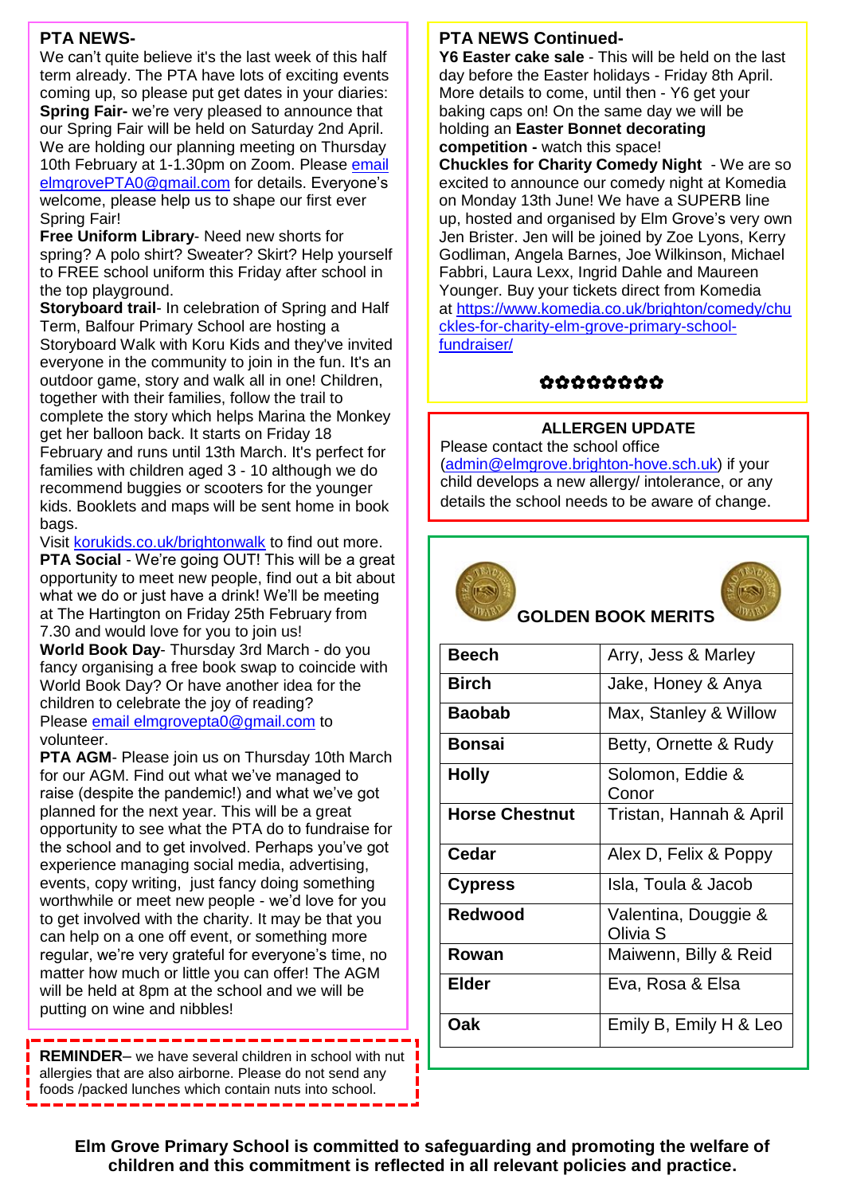## PTA NEWS-

We can't quite believe it's the last week of this half term already. The PTA have lots of exciting events coming up, so please put get dates in your diaries:

**Spring Fair-** we're very pleased to announce that our Spring Fair will be held on Saturday 2nd April. We are holding our planning meeting on Thursday 10th February at 1-1.30pm on Zoom. Please email elmgrovePTA0@gmail.com for details. Everyone's welcome, please help us to shape our first ever Spring Fair!

**Free Uniform Library**- Need new shorts for spring? A polo shirt? Sweater? Skirt? Help yourself to FREE school uniform this Friday after school in the top playground.

**Storyboard trail**- In celebration of Spring and Half Term, Balfour Primary School are hosting a Storyboard Walk with Koru Kids and they've invited everyone in the community to join in the fun. It's an outdoor game, story and walk all in one! Children, together with their families, follow the trail to complete the story which helps Marina the Monkey get her balloon back. It starts on Friday 18 February and runs until 13th March. It's perfect for families with children aged 3 - 10 although we do recommend buggies or scooters for the younger kids. Booklets and maps will be sent home in book bags.

Visit korukids.co.uk/brightonwalk to find out more.

**PTA Social** - We're going OUT! This will be a great opportunity to meet new people, find out a bit about what we do or just have a drink! We'll be meeting at The Hartington on Friday 25th February from 7.30 and would love for you to join us!

**World Book Day**- Thursday 3rd March - do you fancy organising a free book swap to coincide with World Book Day? Or have another idea for the children to celebrate the joy of reading? Please email elmgrovepta0@gmail.com to volunteer.

**PTA AGM**- Please join us on Thursday 10th March for our AGM. Find out what we've managed to raise (despite the pandemic!) and what we've got planned for the next year. This will be a great opportunity to see what the PTA do to fundraise for the school and to get involved. Perhaps you've got experience managing social media, advertising, events, copy writing, just fancy doing something worthwhile or meet new people - we'd love for you to get involved with the charity. It may be that you can help on a one off event, or something more regular, we're very grateful for everyone's time, no matter how much or little you can offer! The AGM will be held at 8pm at the school and we will be putting on wine and nibbles!

**REMINDER**– we have several children in school with nut allergies that are also airborne. Please do not send any foods /packed lunches which contain nuts into school.

## PTA NEWS Continued-

**Y6 Easter cake sale** - This will be held on the last day before the Easter holidays - Friday 8th April. More details to come, until then - Y6 get your baking caps on! On the same day we will be holding an **Easter Bonnet decorating competition -** watch this space!

**Chuckles for Charity Comedy Night** - We are so excited to announce our comedy night at Komedia on Monday 13th June! We have a SUPERB line up, hosted and organised by Elm Grove's very own Jen Brister. Jen will be joined by Zoe Lyons, Kerry Godliman, Angela Barnes, Joe Wilkinson, Michael Fabbri, Laura Lexx, Ingrid Dahle and Maureen Younger. Buy your tickets direct from Komedia at https://www.komedia.co.uk/brighton/comedy/chuckles-for-charity-elm-grove-primary-school-fundraiser/

✿✿✿✿✿✿✿✿

### ALLERGEN UPDATE

Please contact the school office (admin@elmgrove.brighton-hove.sch.uk) if your child develops a new allergy/ intolerance, or any details the school needs to be aware of change.

### GOLDEN BOOK MERITS

| | |
|---|---|
| **Beech** | Arry, Jess & Marley |
| **Birch** | Jake, Honey & Anya |
| **Baobab** | Max, Stanley & Willow |
| **Bonsai** | Betty, Ornette & Rudy |
| **Holly** | Solomon, Eddie & Conor |
| **Horse Chestnut** | Tristan, Hannah & April |
| **Cedar** | Alex D, Felix & Poppy |
| **Cypress** | Isla, Toula & Jacob |
| **Redwood** | Valentina, Douggie & Olivia S |
| **Rowan** | Maiwenn, Billy & Reid |
| **Elder** | Eva, Rosa & Elsa |
| **Oak** | Emily B, Emily H & Leo |

**Elm Grove Primary School is committed to safeguarding and promoting the welfare of children and this commitment is reflected in all relevant policies and practice.**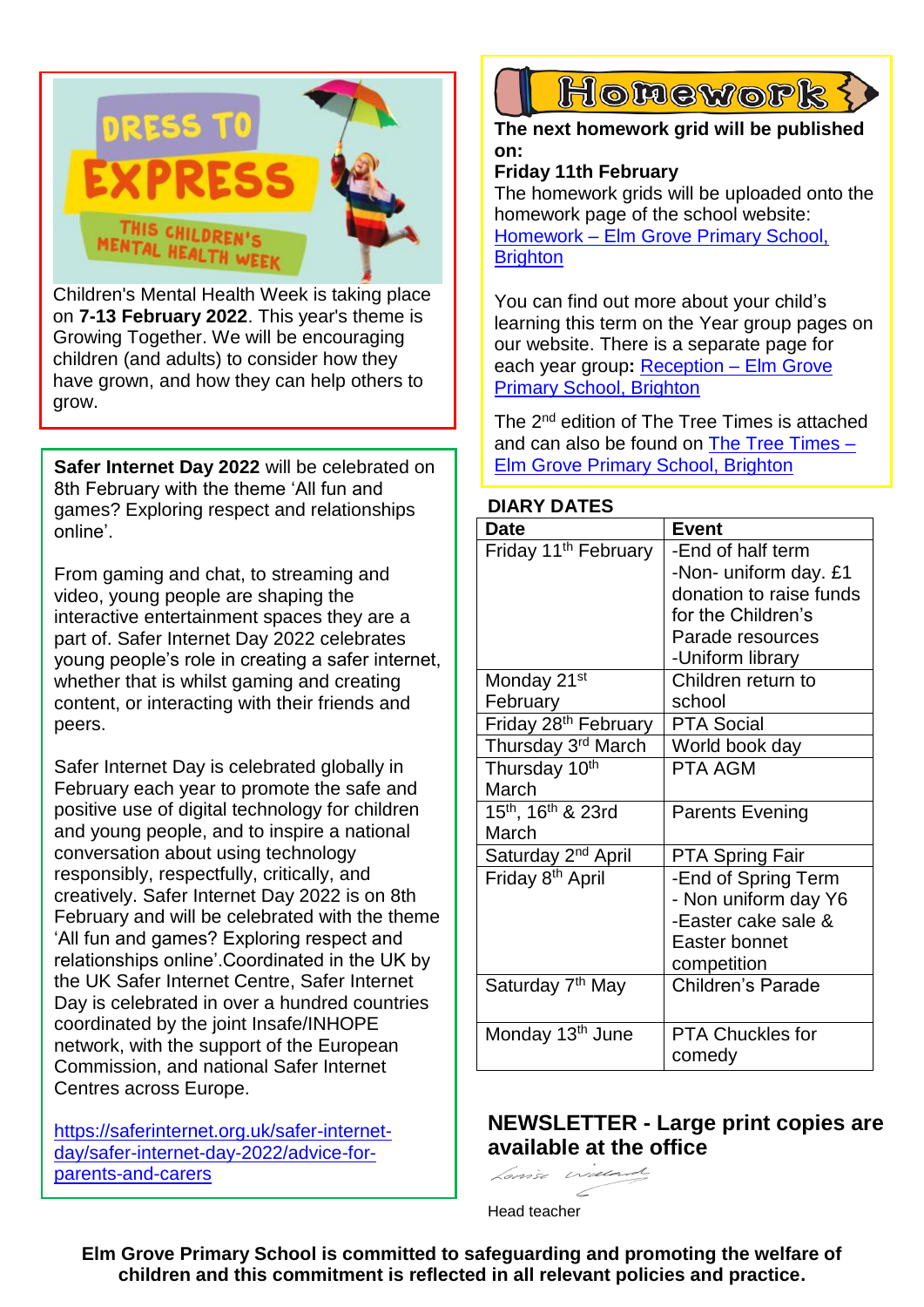DRESS TO EXPRESS

THIS CHILDREN'S MENTAL HEALTH WEEK

Children's Mental Health Week is taking place on **7-13 February 2022**. This year's theme is Growing Together. We will be encouraging children (and adults) to consider how they have grown, and how they can help others to grow.

**Safer Internet Day 2022** will be celebrated on 8th February with the theme 'All fun and games? Exploring respect and relationships online'.

From gaming and chat, to streaming and video, young people are shaping the interactive entertainment spaces they are a part of. Safer Internet Day 2022 celebrates young people's role in creating a safer internet, whether that is whilst gaming and creating content, or interacting with their friends and peers.

Safer Internet Day is celebrated globally in February each year to promote the safe and positive use of digital technology for children and young people, and to inspire a national conversation about using technology responsibly, respectfully, critically, and creatively. Safer Internet Day 2022 is on 8th February and will be celebrated with the theme 'All fun and games? Exploring respect and relationships online'.Coordinated in the UK by the UK Safer Internet Centre, Safer Internet Day is celebrated in over a hundred countries coordinated by the joint Insafe/INHOPE network, with the support of the European Commission, and national Safer Internet Centres across Europe.

https://saferinternet.org.uk/safer-internet-day/safer-internet-day-2022/advice-for-parents-and-carers

## Homework

**The next homework grid will be published on:**
**Friday 11th February**
The homework grids will be uploaded onto the homework page of the school website: Homework – Elm Grove Primary School, Brighton

You can find out more about your child's learning this term on the Year group pages on our website. There is a separate page for each year group**:** Reception – Elm Grove Primary School, Brighton

The 2nd edition of The Tree Times is attached and can also be found on The Tree Times – Elm Grove Primary School, Brighton

**DIARY DATES**

| Date | Event |
| --- | --- |
| Friday 11th February | -End of half term<br>-Non- uniform day. £1 donation to raise funds for the Children's Parade resources<br>-Uniform library |
| Monday 21st February | Children return to school |
| Friday 28th February | PTA Social |
| Thursday 3rd March | World book day |
| Thursday 10th March | PTA AGM |
| 15th, 16th & 23rd March | Parents Evening |
| Saturday 2nd April | PTA Spring Fair |
| Friday 8th April | -End of Spring Term<br>- Non uniform day Y6<br>-Easter cake sale & Easter bonnet competition |
| Saturday 7th May | Children's Parade |
| Monday 13th June | PTA Chuckles for comedy |

## NEWSLETTER - Large print copies are available at the office

Louise Willard

Head teacher

**Elm Grove Primary School is committed to safeguarding and promoting the welfare of children and this commitment is reflected in all relevant policies and practice.**